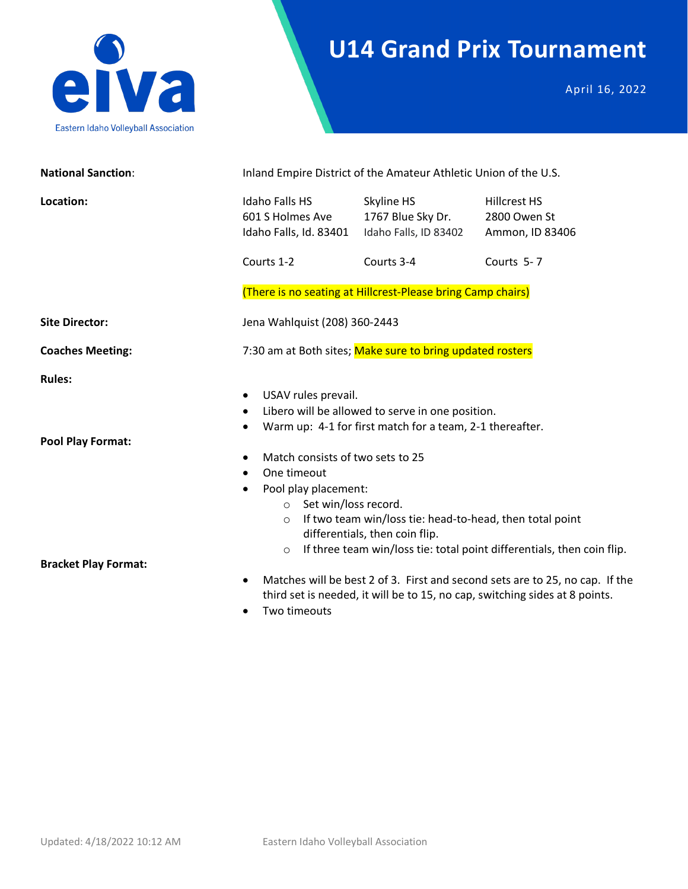eiva

Eastern Idaho Volleyball Association

# U14 Grand Prix Tournament

April 16, 2022

**National Sanction**: Inland Empire District of the Amateur Athletic Union of the U.S.

**Location:**

| Idaho Falls HS | Skyline HS | Hillcrest HS |
|---|---|---|
| 601 S Holmes Ave | 1767 Blue Sky Dr. | 2800 Owen St |
| Idaho Falls, Id. 83401 | Idaho Falls, ID 83402 | Ammon, ID 83406 |
| Courts 1-2 | Courts 3-4 | Courts 5- 7 |

(There is no seating at Hillcrest-Please bring Camp chairs)

**Site Director:** Jena Wahlquist (208) 360-2443

**Coaches Meeting:** 7:30 am at Both sites; Make sure to bring updated rosters

**Rules:**

- USAV rules prevail.
- Libero will be allowed to serve in one position.
- Warm up: 4-1 for first match for a team, 2-1 thereafter.

**Pool Play Format:**

- Match consists of two sets to 25
- One timeout
- Pool play placement:
  - Set win/loss record.
  - If two team win/loss tie: head-to-head, then total point differentials, then coin flip.
  - If three team win/loss tie: total point differentials, then coin flip.

**Bracket Play Format:**

- Matches will be best 2 of 3. First and second sets are to 25, no cap. If the third set is needed, it will be to 15, no cap, switching sides at 8 points.
- Two timeouts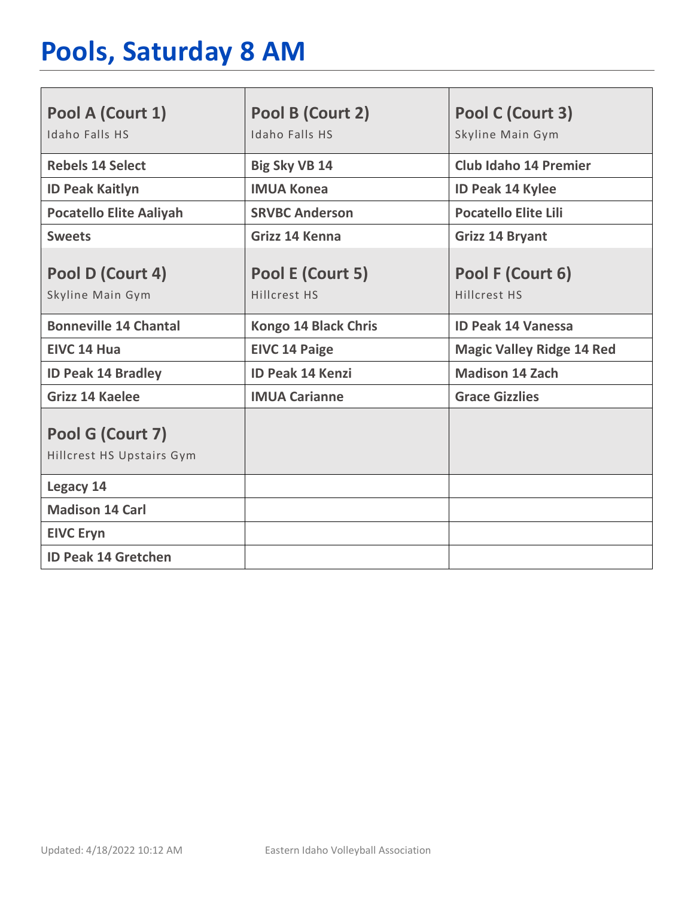# Pools, Saturday 8 AM

| Pool A (Court 1)<br>Idaho Falls HS | Pool B (Court 2)<br>Idaho Falls HS | Pool C (Court 3)<br>Skyline Main Gym |
|---|---|---|
| **Rebels 14 Select** | **Big Sky VB 14** | **Club Idaho 14 Premier** |
| **ID Peak Kaitlyn** | **IMUA Konea** | **ID Peak 14 Kylee** |
| **Pocatello Elite Aaliyah** | **SRVBC Anderson** | **Pocatello Elite Lili** |
| **Sweets** | **Grizz 14 Kenna** | **Grizz 14 Bryant** |
| **Pool D (Court 4)**<br>Skyline Main Gym | **Pool E (Court 5)**<br>Hillcrest HS | **Pool F (Court 6)**<br>Hillcrest HS |
| **Bonneville 14 Chantal** | **Kongo 14 Black Chris** | **ID Peak 14 Vanessa** |
| **EIVC 14 Hua** | **EIVC 14 Paige** | **Magic Valley Ridge 14 Red** |
| **ID Peak 14 Bradley** | **ID Peak 14 Kenzi** | **Madison 14 Zach** |
| **Grizz 14 Kaelee** | **IMUA Carianne** | **Grace Gizzlies** |
| **Pool G (Court 7)**<br>Hillcrest HS Upstairs Gym | | |
| **Legacy 14** | | |
| **Madison 14 Carl** | | |
| **EIVC Eryn** | | |
| **ID Peak 14 Gretchen** | | |

Updated: 4/18/2022 10:12 AM Eastern Idaho Volleyball Association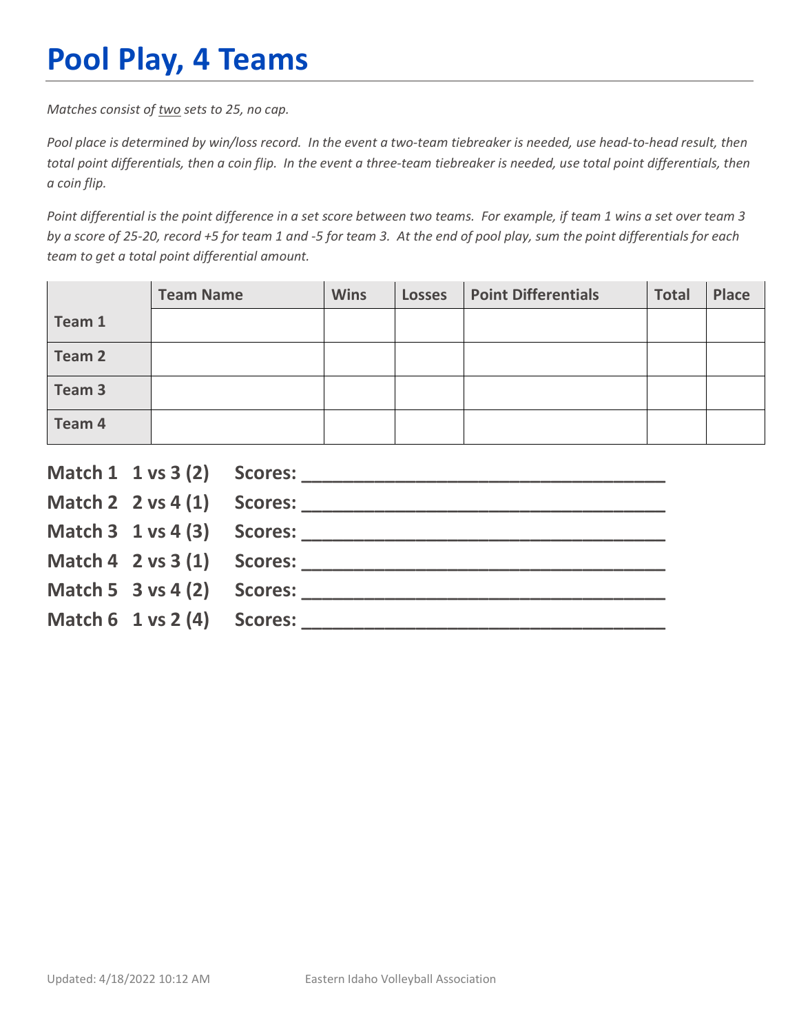# Pool Play, 4 Teams

*Matches consist of two sets to 25, no cap.*

*Pool place is determined by win/loss record. In the event a two-team tiebreaker is needed, use head-to-head result, then total point differentials, then a coin flip. In the event a three-team tiebreaker is needed, use total point differentials, then a coin flip.*

*Point differential is the point difference in a set score between two teams. For example, if team 1 wins a set over team 3 by a score of 25-20, record +5 for team 1 and -5 for team 3. At the end of pool play, sum the point differentials for each team to get a total point differential amount.*

| | Team Name | Wins | Losses | Point Differentials | Total | Place |
|---|---|---|---|---|---|---|
| **Team 1** | | | | | | |
| **Team 2** | | | | | | |
| **Team 3** | | | | | | |
| **Team 4** | | | | | | |

**Match 1 1 vs 3 (2) Scores: ___________________________________**

**Match 2 2 vs 4 (1) Scores: ___________________________________**

**Match 3 1 vs 4 (3) Scores: ___________________________________**

**Match 4 2 vs 3 (1) Scores: ___________________________________**

**Match 5 3 vs 4 (2) Scores: ___________________________________**

**Match 6 1 vs 2 (4) Scores: ___________________________________**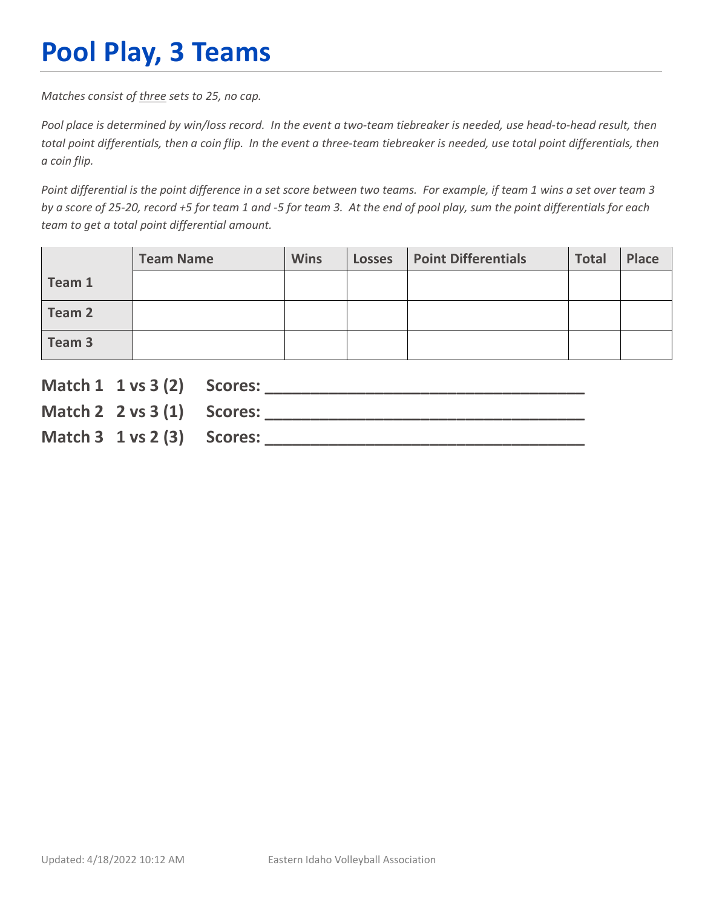# Pool Play, 3 Teams

*Matches consist of <u>three</u> sets to 25, no cap.*

*Pool place is determined by win/loss record. In the event a two-team tiebreaker is needed, use head-to-head result, then total point differentials, then a coin flip. In the event a three-team tiebreaker is needed, use total point differentials, then a coin flip.*

*Point differential is the point difference in a set score between two teams. For example, if team 1 wins a set over team 3 by a score of 25-20, record +5 for team 1 and -5 for team 3. At the end of pool play, sum the point differentials for each team to get a total point differential amount.*

| | Team Name | Wins | Losses | Point Differentials | Total | Place |
|---|---|---|---|---|---|---|
| **Team 1** | | | | | | |
| **Team 2** | | | | | | |
| **Team 3** | | | | | | |

**Match 1 1 vs 3 (2) Scores: ________________________________**

**Match 2 2 vs 3 (1) Scores: ________________________________**

**Match 3 1 vs 2 (3) Scores: ________________________________**

Updated: 4/18/2022 10:12 AM Eastern Idaho Volleyball Association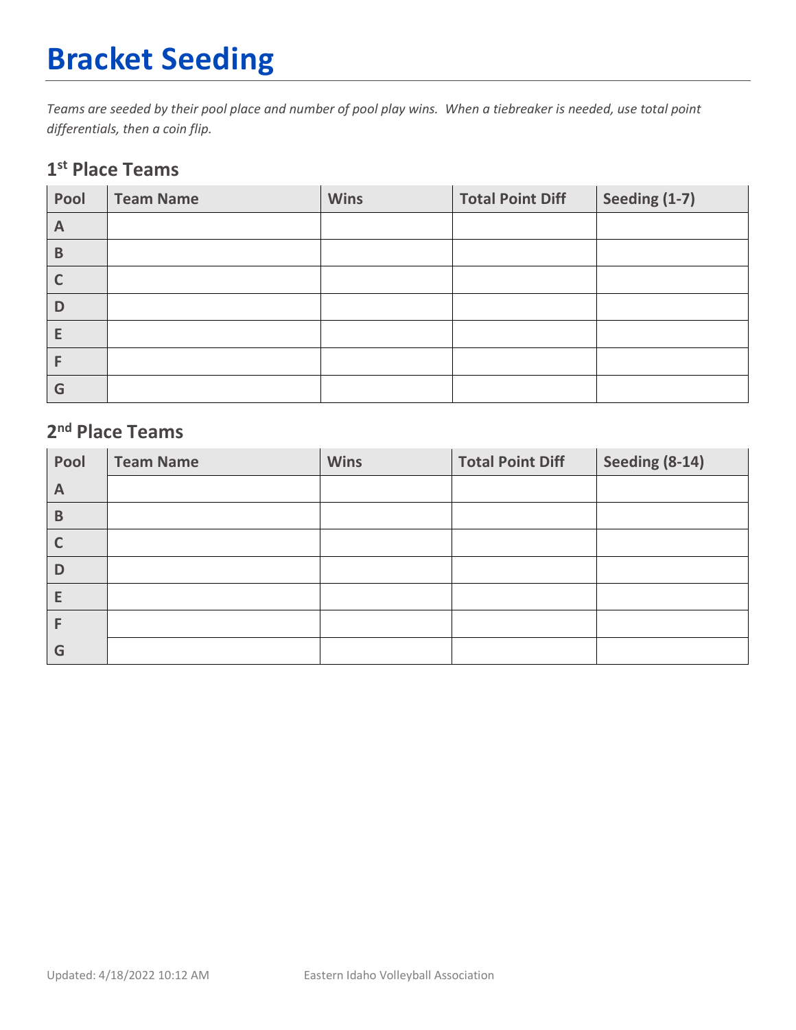# Bracket Seeding

*Teams are seeded by their pool place and number of pool play wins. When a tiebreaker is needed, use total point differentials, then a coin flip.*

## 1st Place Teams

| Pool | Team Name | Wins | Total Point Diff | Seeding (1-7) |
|---|---|---|---|---|
| A | | | | |
| B | | | | |
| C | | | | |
| D | | | | |
| E | | | | |
| F | | | | |
| G | | | | |

## 2nd Place Teams

| Pool | Team Name | Wins | Total Point Diff | Seeding (8-14) |
|---|---|---|---|---|
| A | | | | |
| B | | | | |
| C | | | | |
| D | | | | |
| E | | | | |
| F | | | | |
| G | | | | |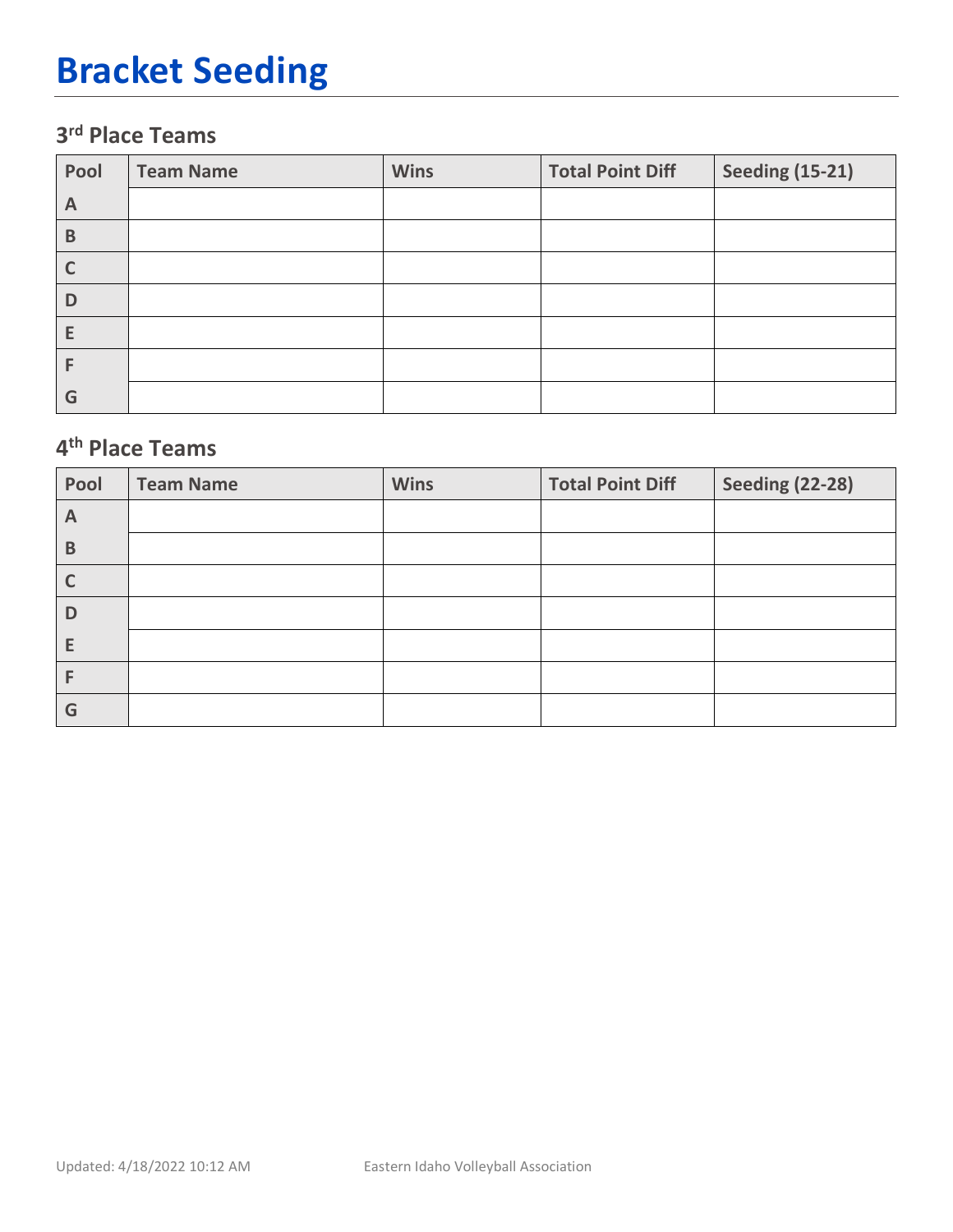# Bracket Seeding

## 3rd Place Teams

| Pool | Team Name | Wins | Total Point Diff | Seeding (15-21) |
|---|---|---|---|---|
| A | | | | |
| B | | | | |
| C | | | | |
| D | | | | |
| E | | | | |
| F | | | | |
| G | | | | |

## 4th Place Teams

| Pool | Team Name | Wins | Total Point Diff | Seeding (22-28) |
|---|---|---|---|---|
| A | | | | |
| B | | | | |
| C | | | | |
| D | | | | |
| E | | | | |
| F | | | | |
| G | | | | |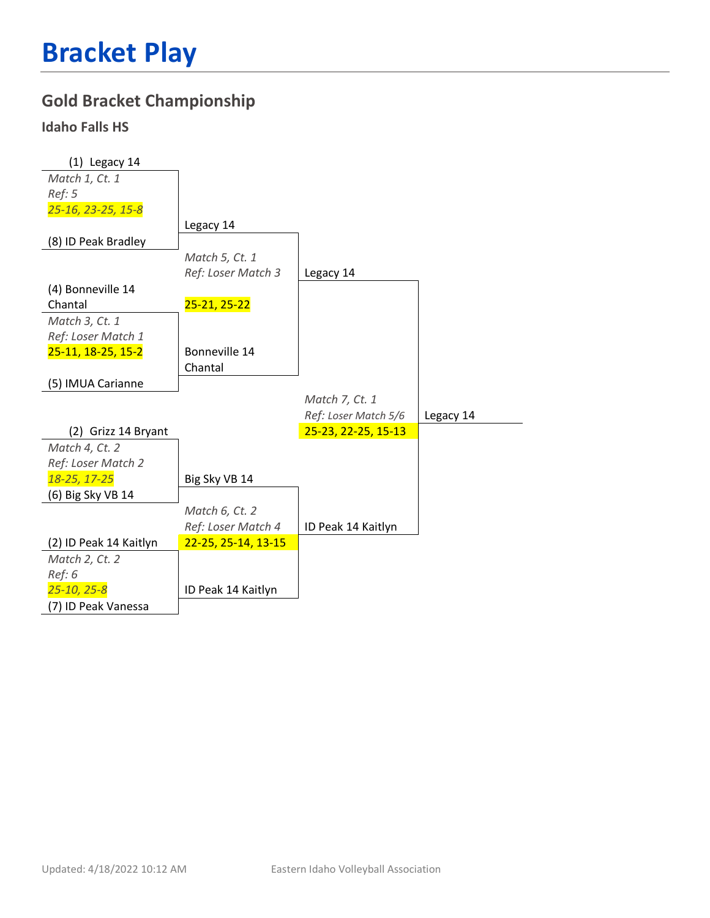# Bracket Play

## Gold Bracket Championship

### Idaho Falls HS

**Round 1**

(1) Legacy 14 vs (8) ID Peak Bradley
*Match 1, Ct. 1*
*Ref: 5*
*25-16, 23-25, 15-8*

(4) Bonneville 14 Chantal vs (5) IMUA Carianne
*Match 3, Ct. 1*
*Ref: Loser Match 1*
25-11, 18-25, 15-2

(2) Grizz 14 Bryant vs (6) Big Sky VB 14
*Match 4, Ct. 2*
*Ref: Loser Match 2*
*18-25, 17-25*

(2) ID Peak 14 Kaitlyn vs (7) ID Peak Vanessa
*Match 2, Ct. 2*
*Ref: 6*
*25-10, 25-8*

**Round 2**

Legacy 14 vs Bonneville 14 Chantal
*Match 5, Ct. 1*
*Ref: Loser Match 3*
25-21, 25-22

Big Sky VB 14 vs ID Peak 14 Kaitlyn
*Match 6, Ct. 2*
*Ref: Loser Match 4*
22-25, 25-14, 13-15

**Final**

Legacy 14 vs ID Peak 14 Kaitlyn
*Match 7, Ct. 1*
*Ref: Loser Match 5/6*
25-23, 22-25, 15-13

**Champion:** Legacy 14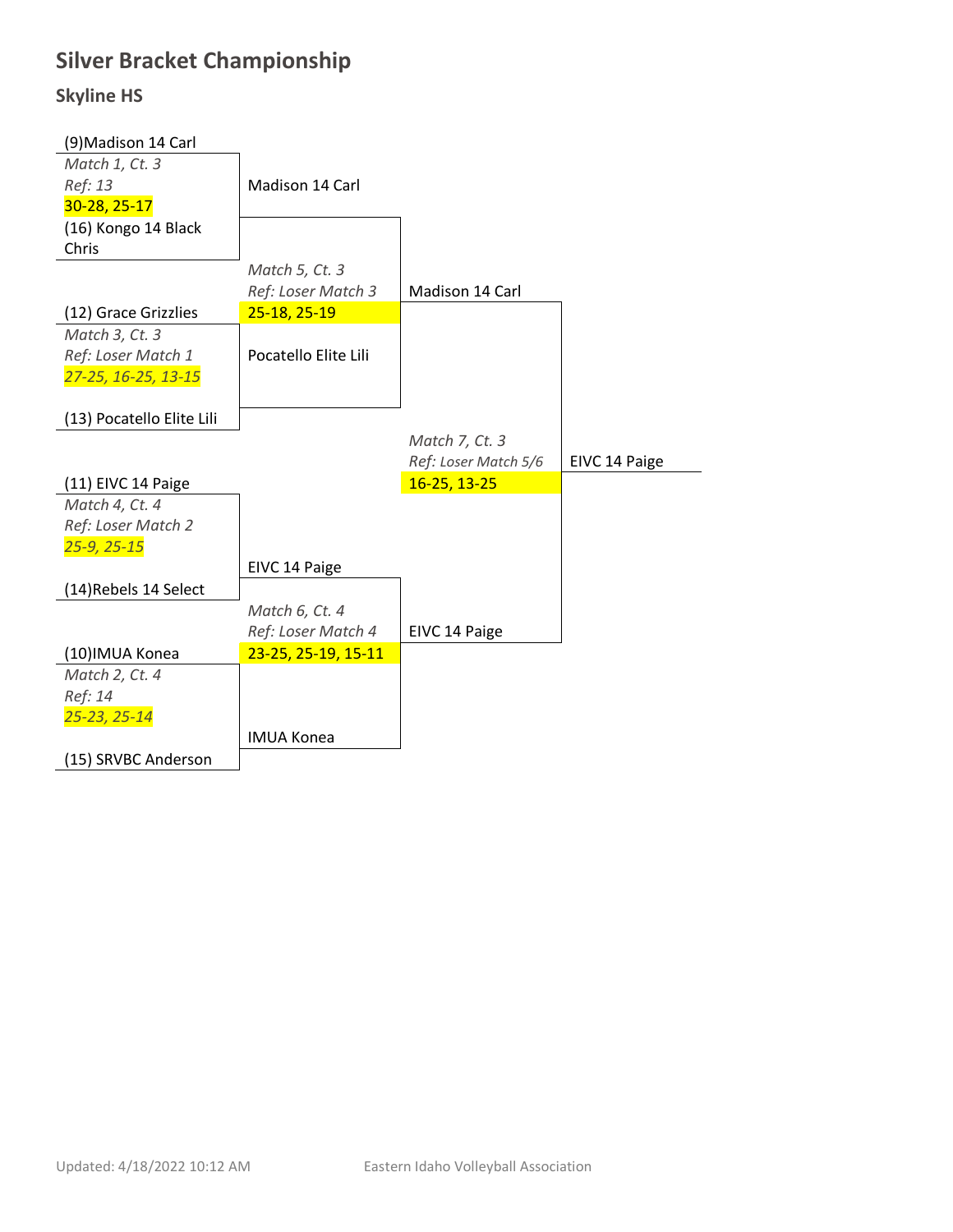# Silver Bracket Championship

## Skyline HS

**Round 1**

(9)Madison 14 Carl
*Match 1, Ct. 3*
*Ref: 13*
30-28, 25-17
(16) Kongo 14 Black Chris

(12) Grace Grizzlies
*Match 3, Ct. 3*
*Ref: Loser Match 1*
*27-25, 16-25, 13-15*
(13) Pocatello Elite Lili

(11) EIVC 14 Paige
*Match 4, Ct. 4*
*Ref: Loser Match 2*
*25-9, 25-15*
(14)Rebels 14 Select

(10)IMUA Konea
*Match 2, Ct. 4*
*Ref: 14*
*25-23, 25-14*
(15) SRVBC Anderson

**Round 2**

Madison 14 Carl
*Match 5, Ct. 3*
*Ref: Loser Match 3*
25-18, 25-19
Pocatello Elite Lili

EIVC 14 Paige
*Match 6, Ct. 4*
*Ref: Loser Match 4*
23-25, 25-19, 15-11
IMUA Konea

**Final**

Madison 14 Carl
*Match 7, Ct. 3*
*Ref: Loser Match 5/6*
16-25, 13-25
EIVC 14 Paige

**Champion:** EIVC 14 Paige

Updated: 4/18/2022 10:12 AM    Eastern Idaho Volleyball Association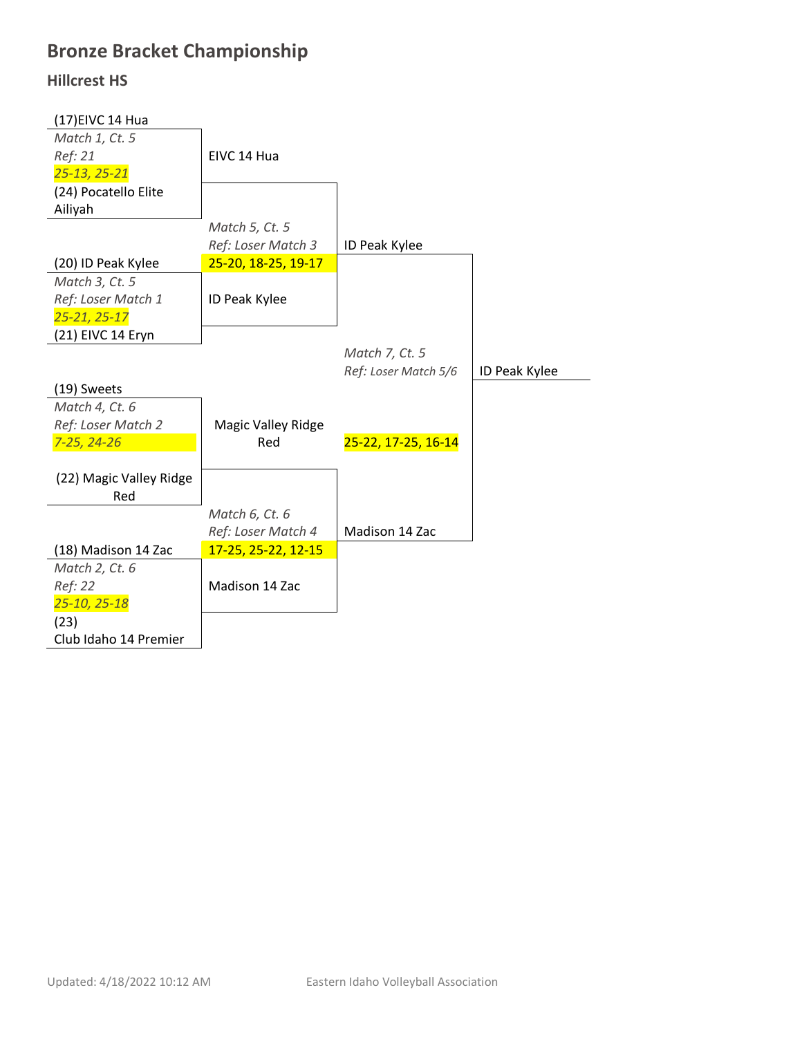# Bronze Bracket Championship

## Hillcrest HS

**Round 1**

(17)EIVC 14 Hua
*Match 1, Ct. 5*
*Ref: 21*
*25-13, 25-21*
(24) Pocatello Elite Ailiyah

(20) ID Peak Kylee
*Match 3, Ct. 5*
*Ref: Loser Match 1*
*25-21, 25-17*
(21) EIVC 14 Eryn

(19) Sweets
*Match 4, Ct. 6*
*Ref: Loser Match 2*
*7-25, 24-26*
(22) Magic Valley Ridge Red

(18) Madison 14 Zac
*Match 2, Ct. 6*
*Ref: 22*
*25-10, 25-18*
(23) Club Idaho 14 Premier

**Round 2**

EIVC 14 Hua
*Match 5, Ct. 5*
*Ref: Loser Match 3*
25-20, 18-25, 19-17
ID Peak Kylee

Magic Valley Ridge Red
*Match 6, Ct. 6*
*Ref: Loser Match 4*
17-25, 25-22, 12-15
Madison 14 Zac

**Final**

ID Peak Kylee
*Match 7, Ct. 5*
*Ref: Loser Match 5/6*
25-22, 17-25, 16-14
Madison 14 Zac

**Champion:** ID Peak Kylee

Updated: 4/18/2022 10:12 AM

Eastern Idaho Volleyball Association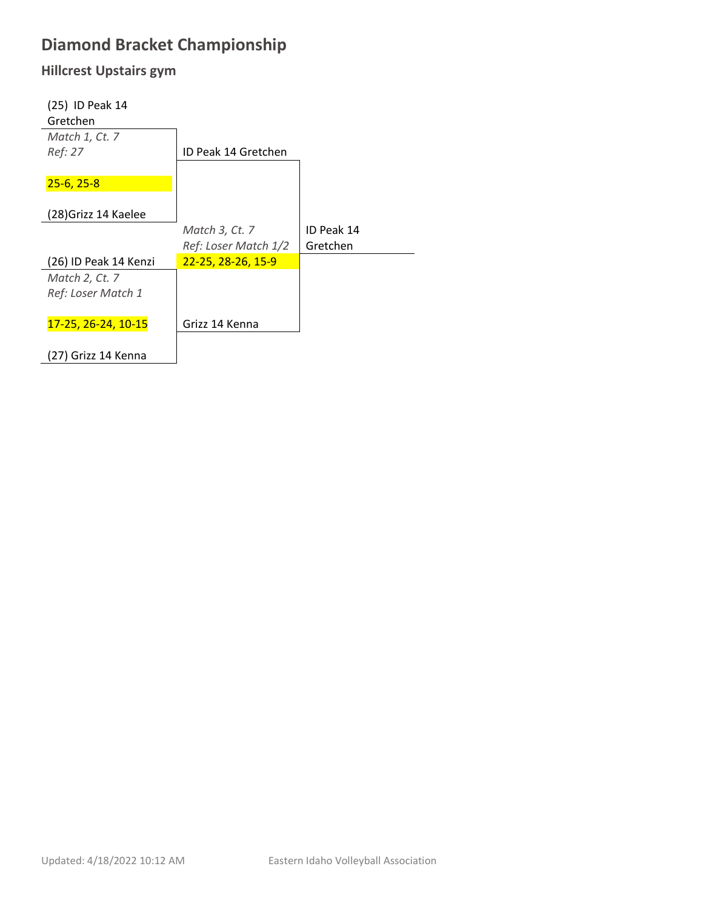# Diamond Bracket Championship

## Hillcrest Upstairs gym

(25) ID Peak 14 Gretchen

*Match 1, Ct. 7*
*Ref: 27*

25-6, 25-8

(28)Grizz 14 Kaelee

ID Peak 14 Gretchen

*Match 3, Ct. 7*
*Ref: Loser Match 1/2*

22-25, 28-26, 15-9

Grizz 14 Kenna

ID Peak 14 Gretchen

(26) ID Peak 14 Kenzi

*Match 2, Ct. 7*
*Ref: Loser Match 1*

17-25, 26-24, 10-15

(27) Grizz 14 Kenna

Updated: 4/18/2022 10:12 AM

Eastern Idaho Volleyball Association